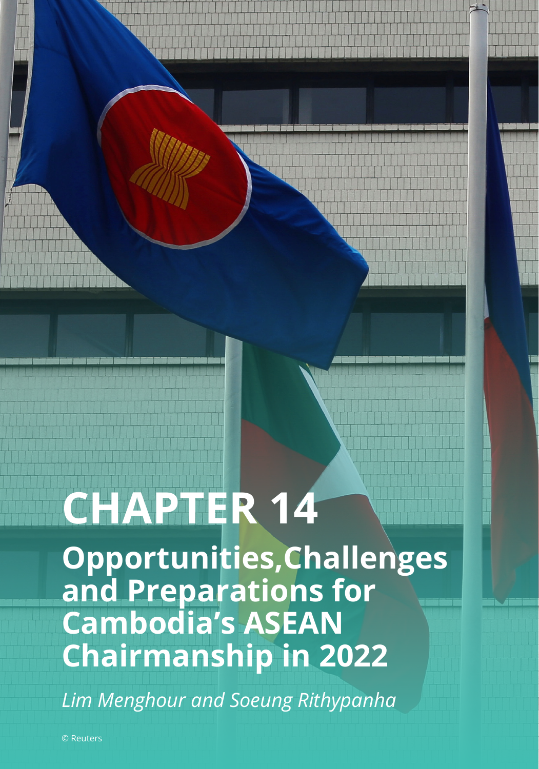# CHAPTER 14

## Opportunities,Challenges and Preparations for Cambodia's ASEAN Chairmanship in 2022

*Lim Menghour and Soeung Rithypanha*

© Reuters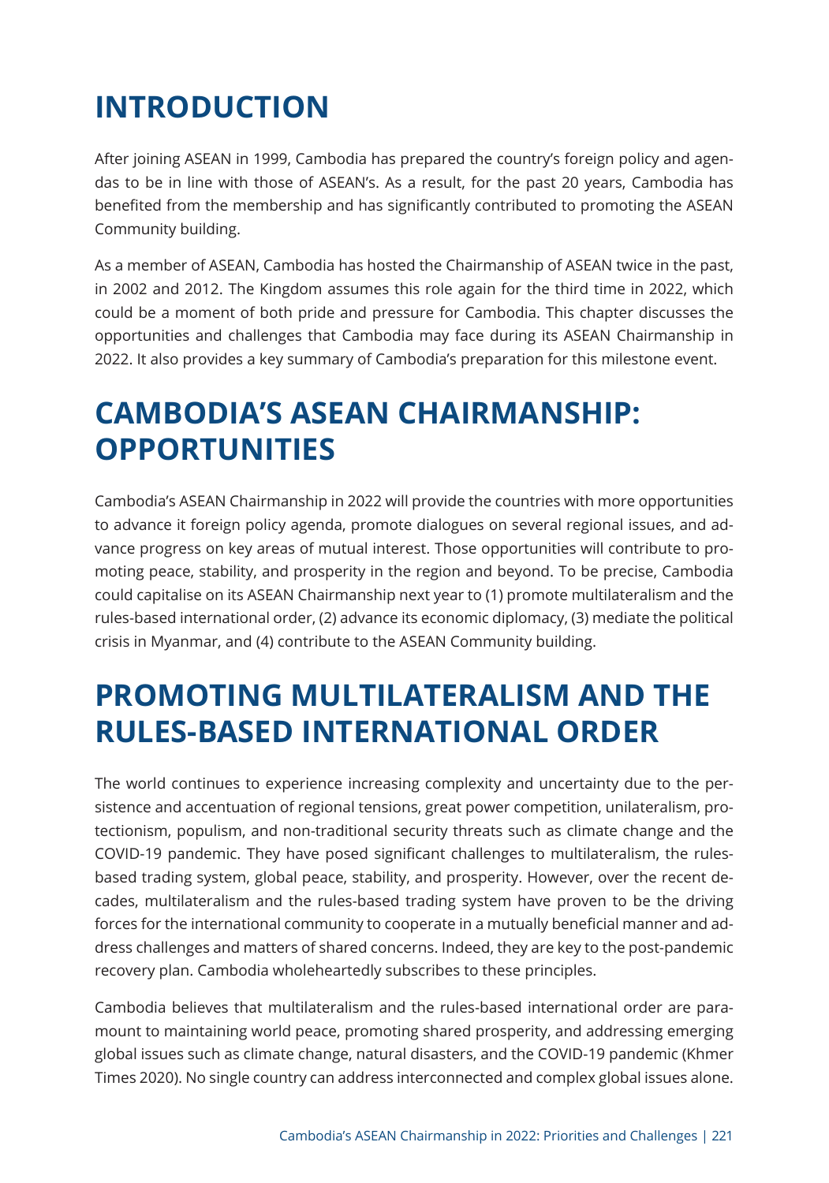# INTRODUCTION

After joining ASEAN in 1999, Cambodia has prepared the country's foreign policy and agendas to be in line with those of ASEAN's. As a result, for the past 20 years, Cambodia has benefited from the membership and has significantly contributed to promoting the ASEAN Community building.

As a member of ASEAN, Cambodia has hosted the Chairmanship of ASEAN twice in the past, in 2002 and 2012. The Kingdom assumes this role again for the third time in 2022, which could be a moment of both pride and pressure for Cambodia. This chapter discusses the opportunities and challenges that Cambodia may face during its ASEAN Chairmanship in 2022. It also provides a key summary of Cambodia's preparation for this milestone event.

# CAMBODIA'S ASEAN CHAIRMANSHIP: OPPORTUNITIES

Cambodia's ASEAN Chairmanship in 2022 will provide the countries with more opportunities to advance it foreign policy agenda, promote dialogues on several regional issues, and advance progress on key areas of mutual interest. Those opportunities will contribute to promoting peace, stability, and prosperity in the region and beyond. To be precise, Cambodia could capitalise on its ASEAN Chairmanship next year to (1) promote multilateralism and the rules-based international order, (2) advance its economic diplomacy, (3) mediate the political crisis in Myanmar, and (4) contribute to the ASEAN Community building.

# PROMOTING MULTILATERALISM AND THE RULES-BASED INTERNATIONAL ORDER

The world continues to experience increasing complexity and uncertainty due to the persistence and accentuation of regional tensions, great power competition, unilateralism, protectionism, populism, and non-traditional security threats such as climate change and the COVID-19 pandemic. They have posed significant challenges to multilateralism, the rules-based trading system, global peace, stability, and prosperity. However, over the recent decades, multilateralism and the rules-based trading system have proven to be the driving forces for the international community to cooperate in a mutually beneficial manner and address challenges and matters of shared concerns. Indeed, they are key to the post-pandemic recovery plan. Cambodia wholeheartedly subscribes to these principles.

Cambodia believes that multilateralism and the rules-based international order are paramount to maintaining world peace, promoting shared prosperity, and addressing emerging global issues such as climate change, natural disasters, and the COVID-19 pandemic (Khmer Times 2020). No single country can address interconnected and complex global issues alone.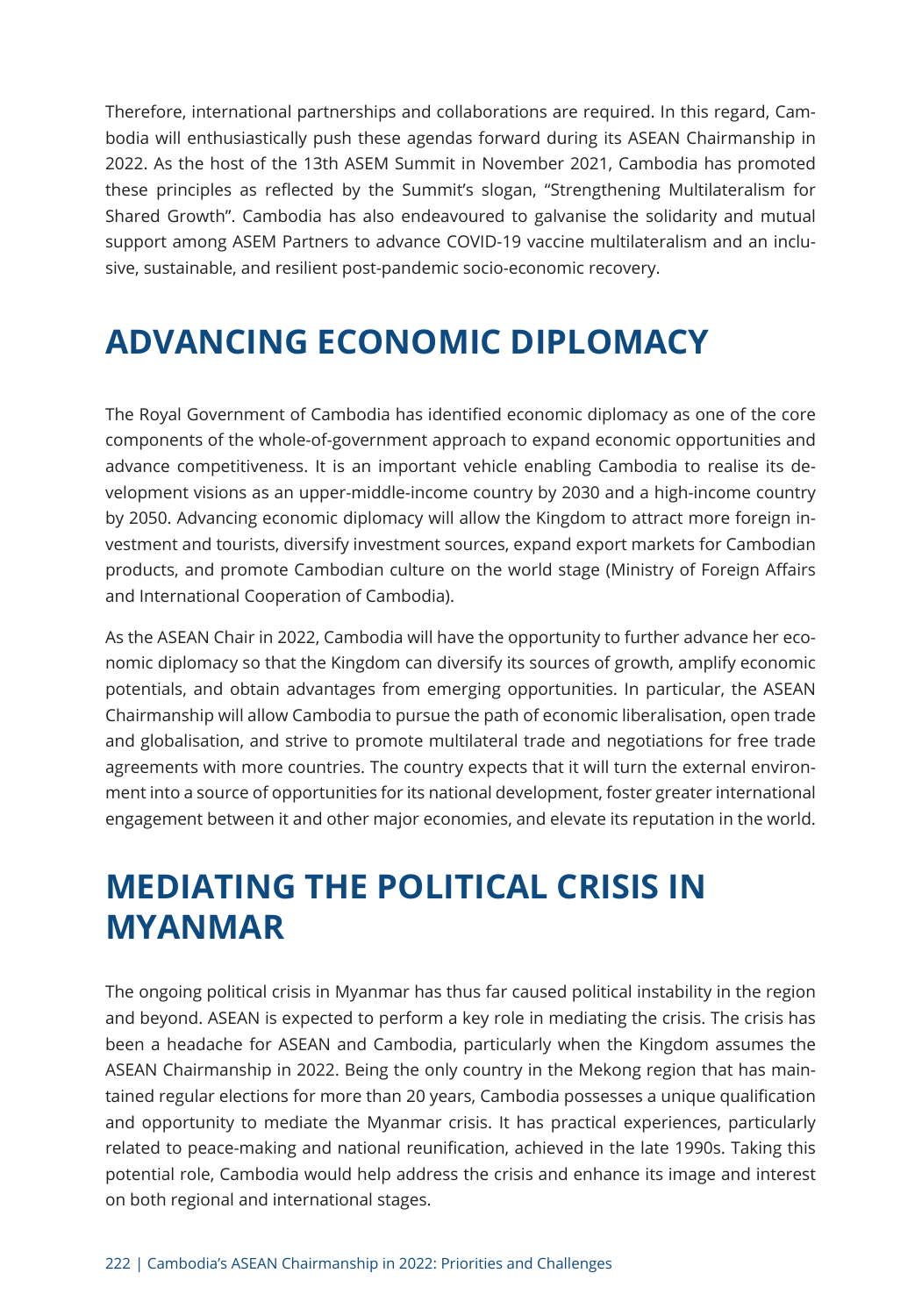Therefore, international partnerships and collaborations are required. In this regard, Cambodia will enthusiastically push these agendas forward during its ASEAN Chairmanship in 2022. As the host of the 13th ASEM Summit in November 2021, Cambodia has promoted these principles as reflected by the Summit's slogan, "Strengthening Multilateralism for Shared Growth". Cambodia has also endeavoured to galvanise the solidarity and mutual support among ASEM Partners to advance COVID-19 vaccine multilateralism and an inclusive, sustainable, and resilient post-pandemic socio-economic recovery.

## ADVANCING ECONOMIC DIPLOMACY

The Royal Government of Cambodia has identified economic diplomacy as one of the core components of the whole-of-government approach to expand economic opportunities and advance competitiveness. It is an important vehicle enabling Cambodia to realise its development visions as an upper-middle-income country by 2030 and a high-income country by 2050. Advancing economic diplomacy will allow the Kingdom to attract more foreign investment and tourists, diversify investment sources, expand export markets for Cambodian products, and promote Cambodian culture on the world stage (Ministry of Foreign Affairs and International Cooperation of Cambodia).

As the ASEAN Chair in 2022, Cambodia will have the opportunity to further advance her economic diplomacy so that the Kingdom can diversify its sources of growth, amplify economic potentials, and obtain advantages from emerging opportunities. In particular, the ASEAN Chairmanship will allow Cambodia to pursue the path of economic liberalisation, open trade and globalisation, and strive to promote multilateral trade and negotiations for free trade agreements with more countries. The country expects that it will turn the external environment into a source of opportunities for its national development, foster greater international engagement between it and other major economies, and elevate its reputation in the world.

## MEDIATING THE POLITICAL CRISIS IN MYANMAR

The ongoing political crisis in Myanmar has thus far caused political instability in the region and beyond. ASEAN is expected to perform a key role in mediating the crisis. The crisis has been a headache for ASEAN and Cambodia, particularly when the Kingdom assumes the ASEAN Chairmanship in 2022. Being the only country in the Mekong region that has maintained regular elections for more than 20 years, Cambodia possesses a unique qualification and opportunity to mediate the Myanmar crisis. It has practical experiences, particularly related to peace-making and national reunification, achieved in the late 1990s. Taking this potential role, Cambodia would help address the crisis and enhance its image and interest on both regional and international stages.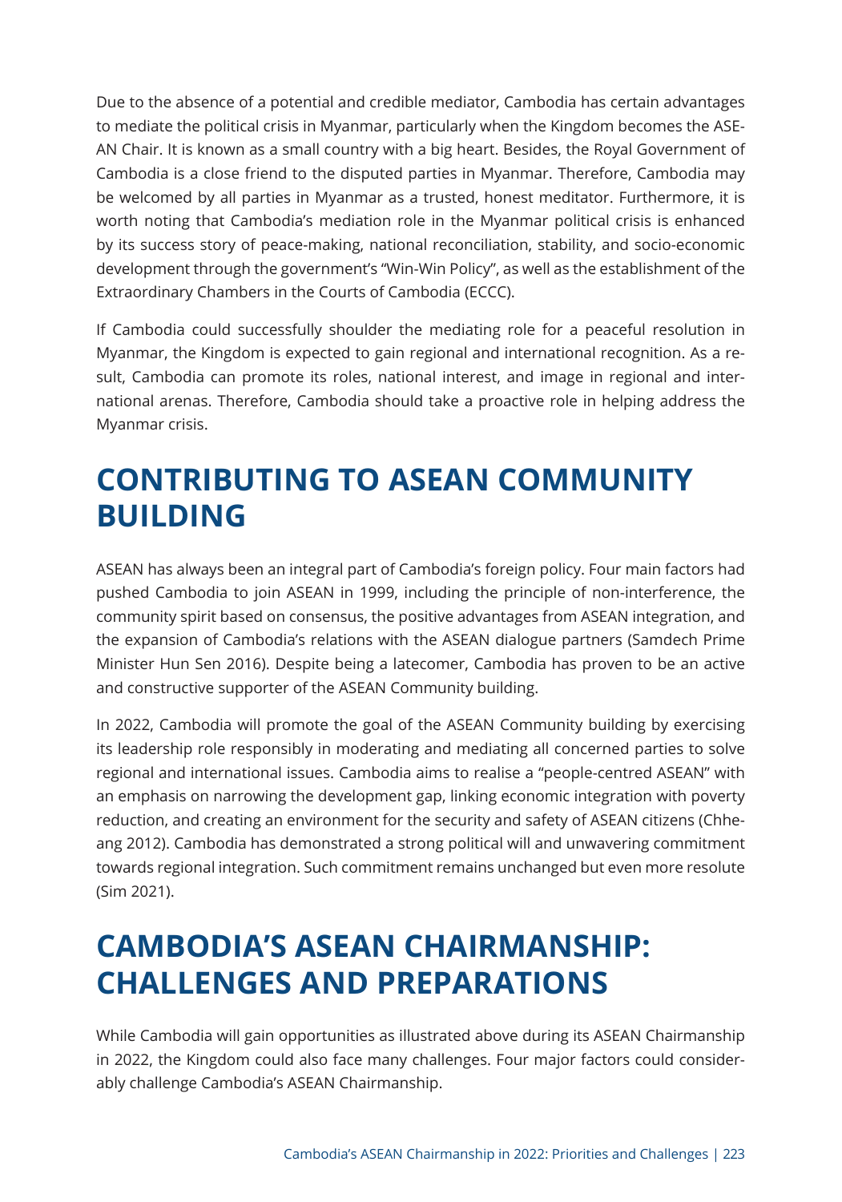Due to the absence of a potential and credible mediator, Cambodia has certain advantages to mediate the political crisis in Myanmar, particularly when the Kingdom becomes the ASEAN Chair. It is known as a small country with a big heart. Besides, the Royal Government of Cambodia is a close friend to the disputed parties in Myanmar. Therefore, Cambodia may be welcomed by all parties in Myanmar as a trusted, honest meditator. Furthermore, it is worth noting that Cambodia's mediation role in the Myanmar political crisis is enhanced by its success story of peace-making, national reconciliation, stability, and socio-economic development through the government's "Win-Win Policy", as well as the establishment of the Extraordinary Chambers in the Courts of Cambodia (ECCC).

If Cambodia could successfully shoulder the mediating role for a peaceful resolution in Myanmar, the Kingdom is expected to gain regional and international recognition. As a result, Cambodia can promote its roles, national interest, and image in regional and international arenas. Therefore, Cambodia should take a proactive role in helping address the Myanmar crisis.

# CONTRIBUTING TO ASEAN COMMUNITY BUILDING

ASEAN has always been an integral part of Cambodia's foreign policy. Four main factors had pushed Cambodia to join ASEAN in 1999, including the principle of non-interference, the community spirit based on consensus, the positive advantages from ASEAN integration, and the expansion of Cambodia's relations with the ASEAN dialogue partners (Samdech Prime Minister Hun Sen 2016). Despite being a latecomer, Cambodia has proven to be an active and constructive supporter of the ASEAN Community building.

In 2022, Cambodia will promote the goal of the ASEAN Community building by exercising its leadership role responsibly in moderating and mediating all concerned parties to solve regional and international issues. Cambodia aims to realise a "people-centred ASEAN" with an emphasis on narrowing the development gap, linking economic integration with poverty reduction, and creating an environment for the security and safety of ASEAN citizens (Chheang 2012). Cambodia has demonstrated a strong political will and unwavering commitment towards regional integration. Such commitment remains unchanged but even more resolute (Sim 2021).

# CAMBODIA'S ASEAN CHAIRMANSHIP: CHALLENGES AND PREPARATIONS

While Cambodia will gain opportunities as illustrated above during its ASEAN Chairmanship in 2022, the Kingdom could also face many challenges. Four major factors could considerably challenge Cambodia's ASEAN Chairmanship.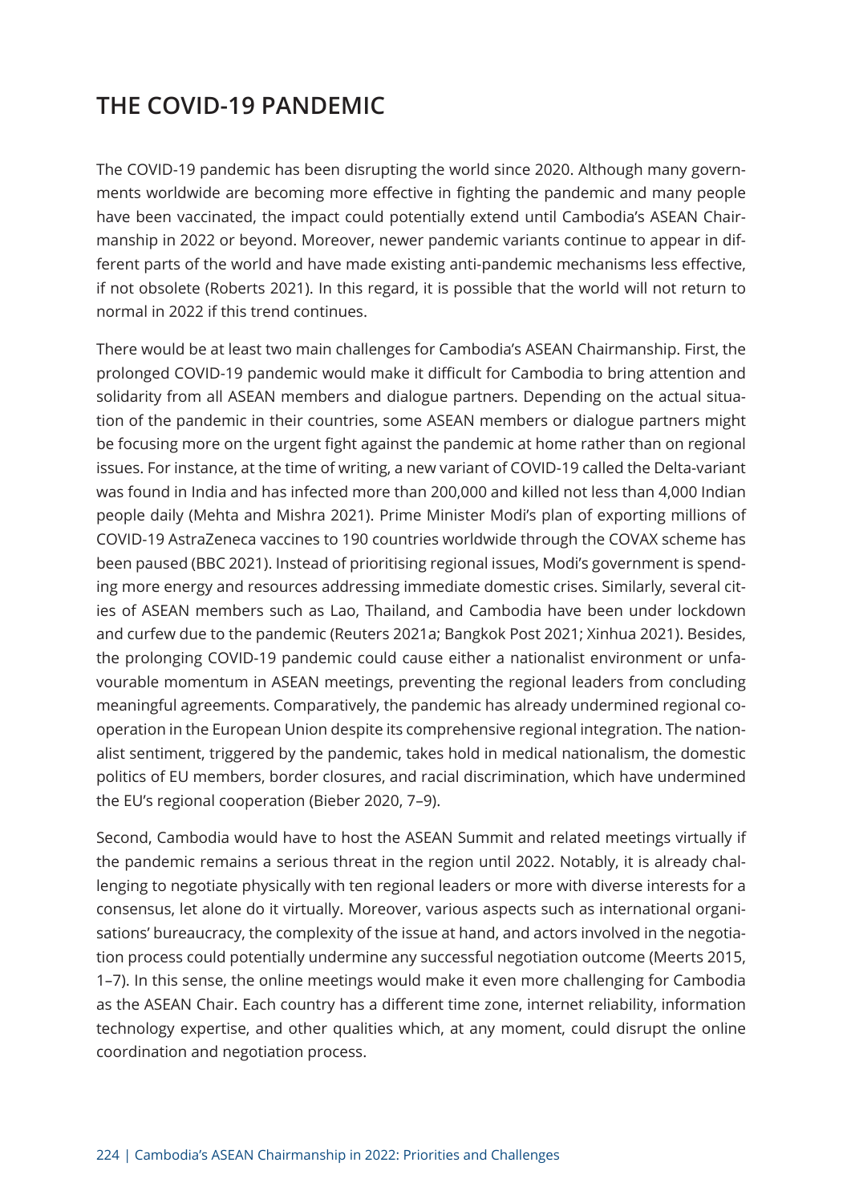## THE COVID-19 PANDEMIC

The COVID-19 pandemic has been disrupting the world since 2020. Although many governments worldwide are becoming more effective in fighting the pandemic and many people have been vaccinated, the impact could potentially extend until Cambodia's ASEAN Chairmanship in 2022 or beyond. Moreover, newer pandemic variants continue to appear in different parts of the world and have made existing anti-pandemic mechanisms less effective, if not obsolete (Roberts 2021). In this regard, it is possible that the world will not return to normal in 2022 if this trend continues.

There would be at least two main challenges for Cambodia's ASEAN Chairmanship. First, the prolonged COVID-19 pandemic would make it difficult for Cambodia to bring attention and solidarity from all ASEAN members and dialogue partners. Depending on the actual situation of the pandemic in their countries, some ASEAN members or dialogue partners might be focusing more on the urgent fight against the pandemic at home rather than on regional issues. For instance, at the time of writing, a new variant of COVID-19 called the Delta-variant was found in India and has infected more than 200,000 and killed not less than 4,000 Indian people daily (Mehta and Mishra 2021). Prime Minister Modi's plan of exporting millions of COVID-19 AstraZeneca vaccines to 190 countries worldwide through the COVAX scheme has been paused (BBC 2021). Instead of prioritising regional issues, Modi's government is spending more energy and resources addressing immediate domestic crises. Similarly, several cities of ASEAN members such as Lao, Thailand, and Cambodia have been under lockdown and curfew due to the pandemic (Reuters 2021a; Bangkok Post 2021; Xinhua 2021). Besides, the prolonging COVID-19 pandemic could cause either a nationalist environment or unfavourable momentum in ASEAN meetings, preventing the regional leaders from concluding meaningful agreements. Comparatively, the pandemic has already undermined regional cooperation in the European Union despite its comprehensive regional integration. The nationalist sentiment, triggered by the pandemic, takes hold in medical nationalism, the domestic politics of EU members, border closures, and racial discrimination, which have undermined the EU's regional cooperation (Bieber 2020, 7–9).

Second, Cambodia would have to host the ASEAN Summit and related meetings virtually if the pandemic remains a serious threat in the region until 2022. Notably, it is already challenging to negotiate physically with ten regional leaders or more with diverse interests for a consensus, let alone do it virtually. Moreover, various aspects such as international organisations' bureaucracy, the complexity of the issue at hand, and actors involved in the negotiation process could potentially undermine any successful negotiation outcome (Meerts 2015, 1–7). In this sense, the online meetings would make it even more challenging for Cambodia as the ASEAN Chair. Each country has a different time zone, internet reliability, information technology expertise, and other qualities which, at any moment, could disrupt the online coordination and negotiation process.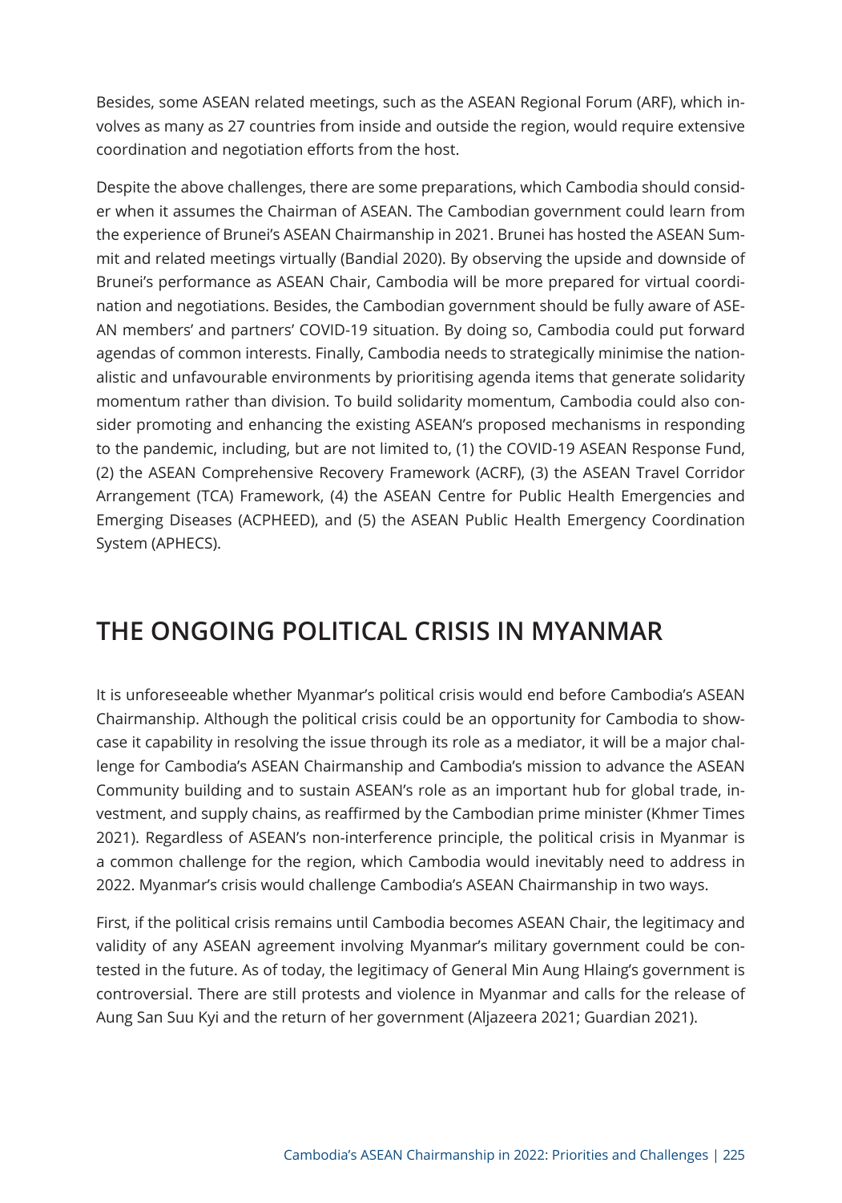Besides, some ASEAN related meetings, such as the ASEAN Regional Forum (ARF), which involves as many as 27 countries from inside and outside the region, would require extensive coordination and negotiation efforts from the host.

Despite the above challenges, there are some preparations, which Cambodia should consider when it assumes the Chairman of ASEAN. The Cambodian government could learn from the experience of Brunei's ASEAN Chairmanship in 2021. Brunei has hosted the ASEAN Summit and related meetings virtually (Bandial 2020). By observing the upside and downside of Brunei's performance as ASEAN Chair, Cambodia will be more prepared for virtual coordination and negotiations. Besides, the Cambodian government should be fully aware of ASEAN members' and partners' COVID-19 situation. By doing so, Cambodia could put forward agendas of common interests. Finally, Cambodia needs to strategically minimise the nationalistic and unfavourable environments by prioritising agenda items that generate solidarity momentum rather than division. To build solidarity momentum, Cambodia could also consider promoting and enhancing the existing ASEAN's proposed mechanisms in responding to the pandemic, including, but are not limited to, (1) the COVID-19 ASEAN Response Fund, (2) the ASEAN Comprehensive Recovery Framework (ACRF), (3) the ASEAN Travel Corridor Arrangement (TCA) Framework, (4) the ASEAN Centre for Public Health Emergencies and Emerging Diseases (ACPHEED), and (5) the ASEAN Public Health Emergency Coordination System (APHECS).

## THE ONGOING POLITICAL CRISIS IN MYANMAR

It is unforeseeable whether Myanmar's political crisis would end before Cambodia's ASEAN Chairmanship. Although the political crisis could be an opportunity for Cambodia to showcase it capability in resolving the issue through its role as a mediator, it will be a major challenge for Cambodia's ASEAN Chairmanship and Cambodia's mission to advance the ASEAN Community building and to sustain ASEAN's role as an important hub for global trade, investment, and supply chains, as reaffirmed by the Cambodian prime minister (Khmer Times 2021). Regardless of ASEAN's non-interference principle, the political crisis in Myanmar is a common challenge for the region, which Cambodia would inevitably need to address in 2022. Myanmar's crisis would challenge Cambodia's ASEAN Chairmanship in two ways.

First, if the political crisis remains until Cambodia becomes ASEAN Chair, the legitimacy and validity of any ASEAN agreement involving Myanmar's military government could be contested in the future. As of today, the legitimacy of General Min Aung Hlaing's government is controversial. There are still protests and violence in Myanmar and calls for the release of Aung San Suu Kyi and the return of her government (Aljazeera 2021; Guardian 2021).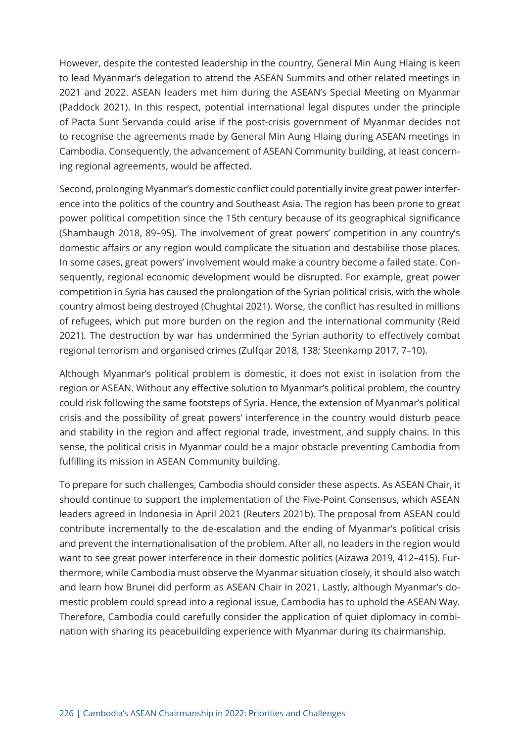However, despite the contested leadership in the country, General Min Aung Hlaing is keen to lead Myanmar's delegation to attend the ASEAN Summits and other related meetings in 2021 and 2022. ASEAN leaders met him during the ASEAN's Special Meeting on Myanmar (Paddock 2021). In this respect, potential international legal disputes under the principle of Pacta Sunt Servanda could arise if the post-crisis government of Myanmar decides not to recognise the agreements made by General Min Aung Hlaing during ASEAN meetings in Cambodia. Consequently, the advancement of ASEAN Community building, at least concerning regional agreements, would be affected.

Second, prolonging Myanmar's domestic conflict could potentially invite great power interference into the politics of the country and Southeast Asia. The region has been prone to great power political competition since the 15th century because of its geographical significance (Shambaugh 2018, 89–95). The involvement of great powers' competition in any country's domestic affairs or any region would complicate the situation and destabilise those places. In some cases, great powers' involvement would make a country become a failed state. Consequently, regional economic development would be disrupted. For example, great power competition in Syria has caused the prolongation of the Syrian political crisis, with the whole country almost being destroyed (Chughtai 2021). Worse, the conflict has resulted in millions of refugees, which put more burden on the region and the international community (Reid 2021). The destruction by war has undermined the Syrian authority to effectively combat regional terrorism and organised crimes (Zulfqar 2018, 138; Steenkamp 2017, 7–10).

Although Myanmar's political problem is domestic, it does not exist in isolation from the region or ASEAN. Without any effective solution to Myanmar's political problem, the country could risk following the same footsteps of Syria. Hence, the extension of Myanmar's political crisis and the possibility of great powers' interference in the country would disturb peace and stability in the region and affect regional trade, investment, and supply chains. In this sense, the political crisis in Myanmar could be a major obstacle preventing Cambodia from fulfilling its mission in ASEAN Community building.

To prepare for such challenges, Cambodia should consider these aspects. As ASEAN Chair, it should continue to support the implementation of the Five-Point Consensus, which ASEAN leaders agreed in Indonesia in April 2021 (Reuters 2021b). The proposal from ASEAN could contribute incrementally to the de-escalation and the ending of Myanmar's political crisis and prevent the internationalisation of the problem. After all, no leaders in the region would want to see great power interference in their domestic politics (Aizawa 2019, 412–415). Furthermore, while Cambodia must observe the Myanmar situation closely, it should also watch and learn how Brunei did perform as ASEAN Chair in 2021. Lastly, although Myanmar's domestic problem could spread into a regional issue, Cambodia has to uphold the ASEAN Way. Therefore, Cambodia could carefully consider the application of quiet diplomacy in combination with sharing its peacebuilding experience with Myanmar during its chairmanship.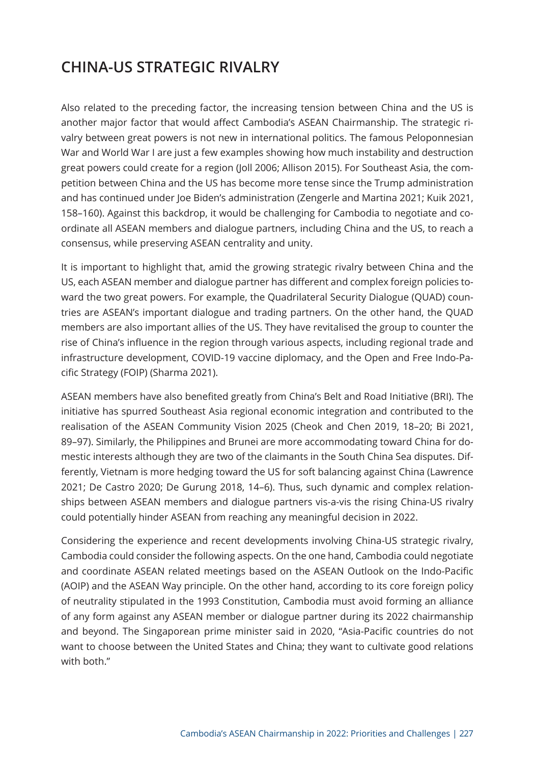## CHINA-US STRATEGIC RIVALRY

Also related to the preceding factor, the increasing tension between China and the US is another major factor that would affect Cambodia's ASEAN Chairmanship. The strategic rivalry between great powers is not new in international politics. The famous Peloponnesian War and World War I are just a few examples showing how much instability and destruction great powers could create for a region (Joll 2006; Allison 2015). For Southeast Asia, the competition between China and the US has become more tense since the Trump administration and has continued under Joe Biden's administration (Zengerle and Martina 2021; Kuik 2021, 158–160). Against this backdrop, it would be challenging for Cambodia to negotiate and coordinate all ASEAN members and dialogue partners, including China and the US, to reach a consensus, while preserving ASEAN centrality and unity.

It is important to highlight that, amid the growing strategic rivalry between China and the US, each ASEAN member and dialogue partner has different and complex foreign policies toward the two great powers. For example, the Quadrilateral Security Dialogue (QUAD) countries are ASEAN's important dialogue and trading partners. On the other hand, the QUAD members are also important allies of the US. They have revitalised the group to counter the rise of China's influence in the region through various aspects, including regional trade and infrastructure development, COVID-19 vaccine diplomacy, and the Open and Free Indo-Pacific Strategy (FOIP) (Sharma 2021).

ASEAN members have also benefited greatly from China's Belt and Road Initiative (BRI). The initiative has spurred Southeast Asia regional economic integration and contributed to the realisation of the ASEAN Community Vision 2025 (Cheok and Chen 2019, 18–20; Bi 2021, 89–97). Similarly, the Philippines and Brunei are more accommodating toward China for domestic interests although they are two of the claimants in the South China Sea disputes. Differently, Vietnam is more hedging toward the US for soft balancing against China (Lawrence 2021; De Castro 2020; De Gurung 2018, 14–6). Thus, such dynamic and complex relationships between ASEAN members and dialogue partners vis-a-vis the rising China-US rivalry could potentially hinder ASEAN from reaching any meaningful decision in 2022.

Considering the experience and recent developments involving China-US strategic rivalry, Cambodia could consider the following aspects. On the one hand, Cambodia could negotiate and coordinate ASEAN related meetings based on the ASEAN Outlook on the Indo-Pacific (AOIP) and the ASEAN Way principle. On the other hand, according to its core foreign policy of neutrality stipulated in the 1993 Constitution, Cambodia must avoid forming an alliance of any form against any ASEAN member or dialogue partner during its 2022 chairmanship and beyond. The Singaporean prime minister said in 2020, "Asia-Pacific countries do not want to choose between the United States and China; they want to cultivate good relations with both."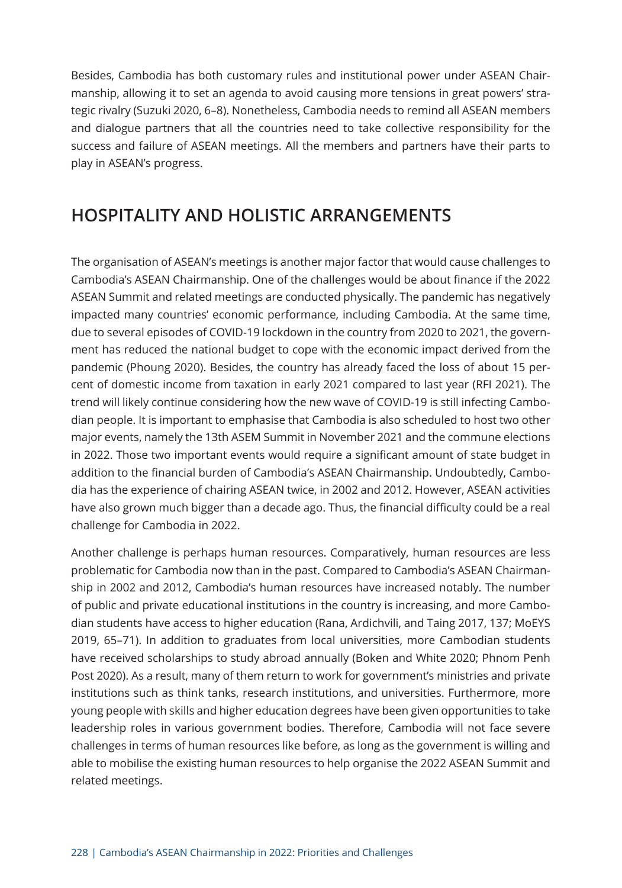Besides, Cambodia has both customary rules and institutional power under ASEAN Chairmanship, allowing it to set an agenda to avoid causing more tensions in great powers' strategic rivalry (Suzuki 2020, 6–8). Nonetheless, Cambodia needs to remind all ASEAN members and dialogue partners that all the countries need to take collective responsibility for the success and failure of ASEAN meetings. All the members and partners have their parts to play in ASEAN's progress.

## HOSPITALITY AND HOLISTIC ARRANGEMENTS

The organisation of ASEAN's meetings is another major factor that would cause challenges to Cambodia's ASEAN Chairmanship. One of the challenges would be about finance if the 2022 ASEAN Summit and related meetings are conducted physically. The pandemic has negatively impacted many countries' economic performance, including Cambodia. At the same time, due to several episodes of COVID-19 lockdown in the country from 2020 to 2021, the government has reduced the national budget to cope with the economic impact derived from the pandemic (Phoung 2020). Besides, the country has already faced the loss of about 15 percent of domestic income from taxation in early 2021 compared to last year (RFI 2021). The trend will likely continue considering how the new wave of COVID-19 is still infecting Cambodian people. It is important to emphasise that Cambodia is also scheduled to host two other major events, namely the 13th ASEM Summit in November 2021 and the commune elections in 2022. Those two important events would require a significant amount of state budget in addition to the financial burden of Cambodia's ASEAN Chairmanship. Undoubtedly, Cambodia has the experience of chairing ASEAN twice, in 2002 and 2012. However, ASEAN activities have also grown much bigger than a decade ago. Thus, the financial difficulty could be a real challenge for Cambodia in 2022.

Another challenge is perhaps human resources. Comparatively, human resources are less problematic for Cambodia now than in the past. Compared to Cambodia's ASEAN Chairmanship in 2002 and 2012, Cambodia's human resources have increased notably. The number of public and private educational institutions in the country is increasing, and more Cambodian students have access to higher education (Rana, Ardichvili, and Taing 2017, 137; MoEYS 2019, 65–71). In addition to graduates from local universities, more Cambodian students have received scholarships to study abroad annually (Boken and White 2020; Phnom Penh Post 2020). As a result, many of them return to work for government's ministries and private institutions such as think tanks, research institutions, and universities. Furthermore, more young people with skills and higher education degrees have been given opportunities to take leadership roles in various government bodies. Therefore, Cambodia will not face severe challenges in terms of human resources like before, as long as the government is willing and able to mobilise the existing human resources to help organise the 2022 ASEAN Summit and related meetings.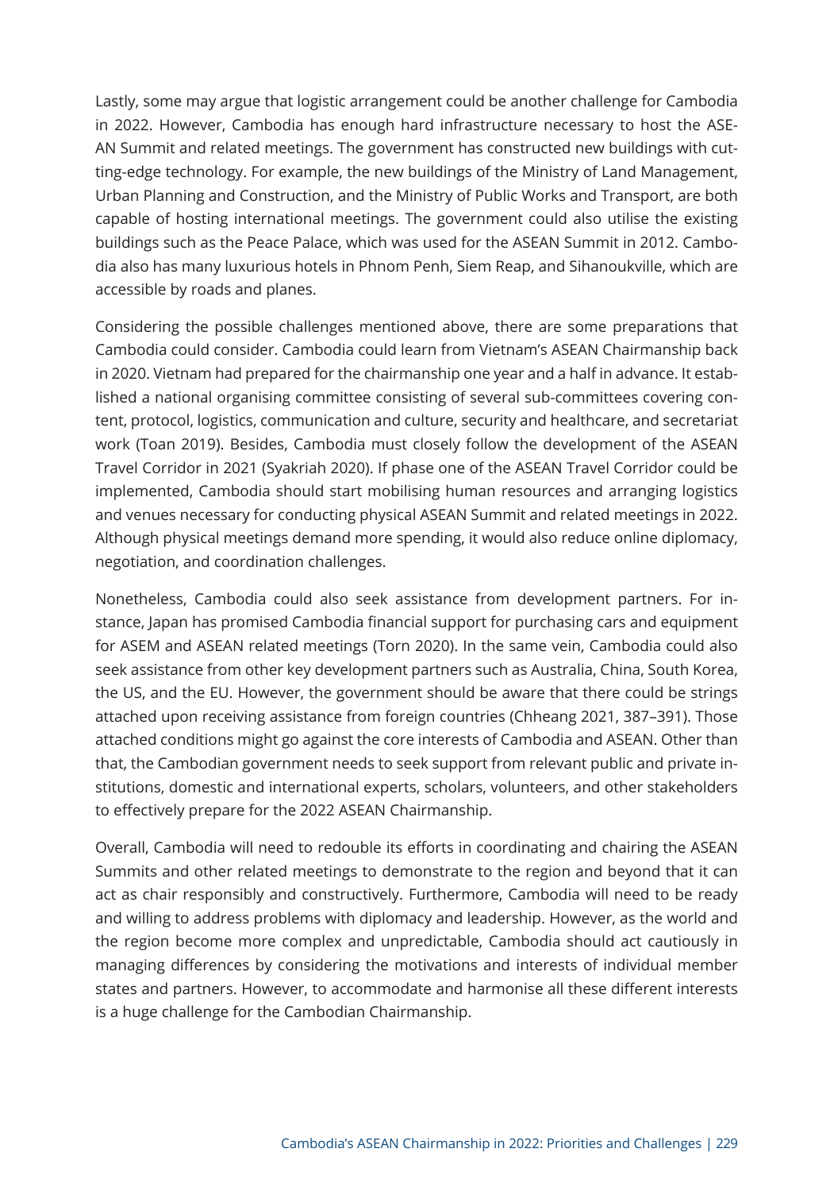Lastly, some may argue that logistic arrangement could be another challenge for Cambodia in 2022. However, Cambodia has enough hard infrastructure necessary to host the ASEAN Summit and related meetings. The government has constructed new buildings with cutting-edge technology. For example, the new buildings of the Ministry of Land Management, Urban Planning and Construction, and the Ministry of Public Works and Transport, are both capable of hosting international meetings. The government could also utilise the existing buildings such as the Peace Palace, which was used for the ASEAN Summit in 2012. Cambodia also has many luxurious hotels in Phnom Penh, Siem Reap, and Sihanoukville, which are accessible by roads and planes.

Considering the possible challenges mentioned above, there are some preparations that Cambodia could consider. Cambodia could learn from Vietnam's ASEAN Chairmanship back in 2020. Vietnam had prepared for the chairmanship one year and a half in advance. It established a national organising committee consisting of several sub-committees covering content, protocol, logistics, communication and culture, security and healthcare, and secretariat work (Toan 2019). Besides, Cambodia must closely follow the development of the ASEAN Travel Corridor in 2021 (Syakriah 2020). If phase one of the ASEAN Travel Corridor could be implemented, Cambodia should start mobilising human resources and arranging logistics and venues necessary for conducting physical ASEAN Summit and related meetings in 2022. Although physical meetings demand more spending, it would also reduce online diplomacy, negotiation, and coordination challenges.

Nonetheless, Cambodia could also seek assistance from development partners. For instance, Japan has promised Cambodia financial support for purchasing cars and equipment for ASEM and ASEAN related meetings (Torn 2020). In the same vein, Cambodia could also seek assistance from other key development partners such as Australia, China, South Korea, the US, and the EU. However, the government should be aware that there could be strings attached upon receiving assistance from foreign countries (Chheang 2021, 387–391). Those attached conditions might go against the core interests of Cambodia and ASEAN. Other than that, the Cambodian government needs to seek support from relevant public and private institutions, domestic and international experts, scholars, volunteers, and other stakeholders to effectively prepare for the 2022 ASEAN Chairmanship.

Overall, Cambodia will need to redouble its efforts in coordinating and chairing the ASEAN Summits and other related meetings to demonstrate to the region and beyond that it can act as chair responsibly and constructively. Furthermore, Cambodia will need to be ready and willing to address problems with diplomacy and leadership. However, as the world and the region become more complex and unpredictable, Cambodia should act cautiously in managing differences by considering the motivations and interests of individual member states and partners. However, to accommodate and harmonise all these different interests is a huge challenge for the Cambodian Chairmanship.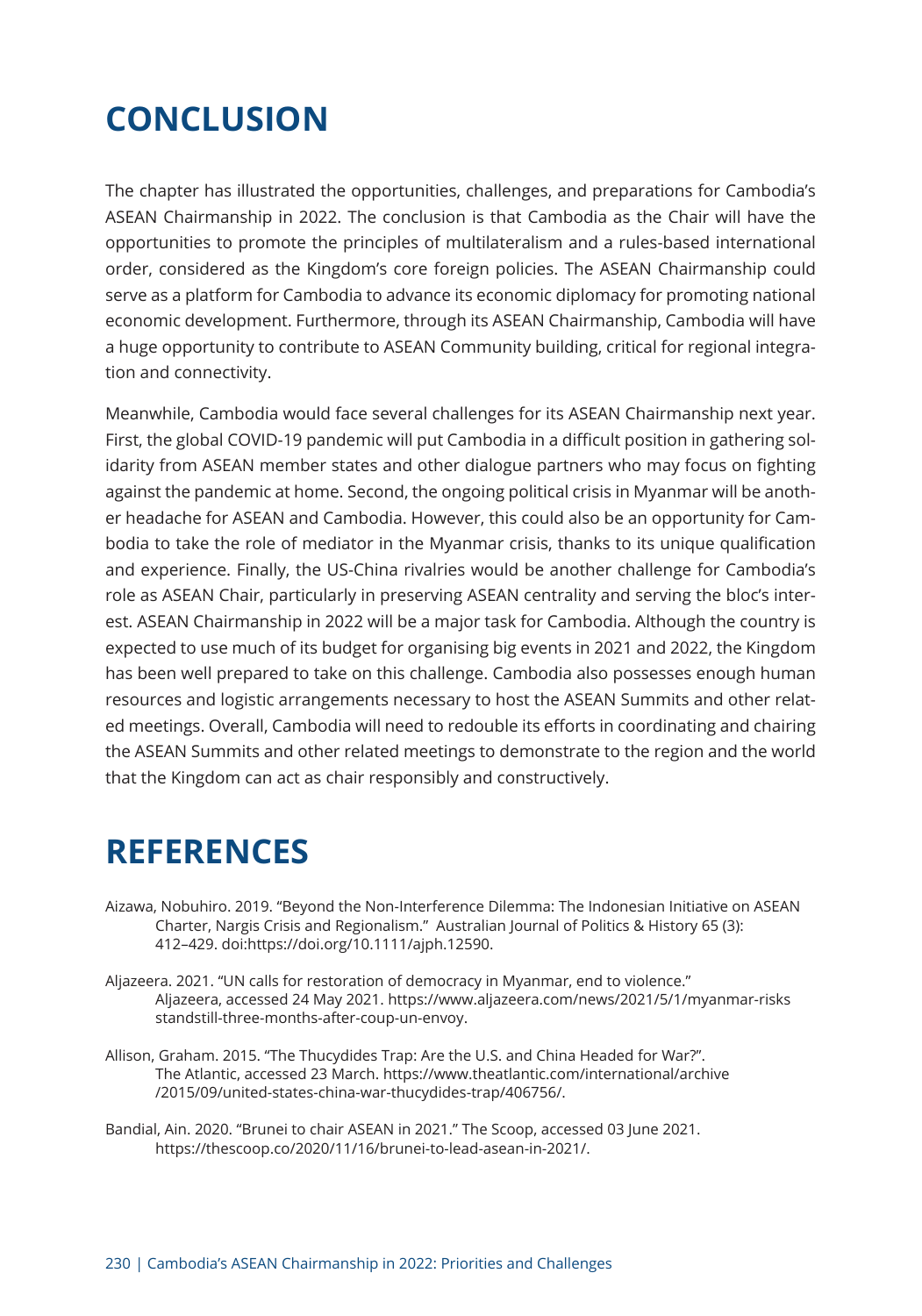# CONCLUSION

The chapter has illustrated the opportunities, challenges, and preparations for Cambodia's ASEAN Chairmanship in 2022. The conclusion is that Cambodia as the Chair will have the opportunities to promote the principles of multilateralism and a rules-based international order, considered as the Kingdom's core foreign policies. The ASEAN Chairmanship could serve as a platform for Cambodia to advance its economic diplomacy for promoting national economic development. Furthermore, through its ASEAN Chairmanship, Cambodia will have a huge opportunity to contribute to ASEAN Community building, critical for regional integration and connectivity.

Meanwhile, Cambodia would face several challenges for its ASEAN Chairmanship next year. First, the global COVID-19 pandemic will put Cambodia in a difficult position in gathering solidarity from ASEAN member states and other dialogue partners who may focus on fighting against the pandemic at home. Second, the ongoing political crisis in Myanmar will be another headache for ASEAN and Cambodia. However, this could also be an opportunity for Cambodia to take the role of mediator in the Myanmar crisis, thanks to its unique qualification and experience. Finally, the US-China rivalries would be another challenge for Cambodia's role as ASEAN Chair, particularly in preserving ASEAN centrality and serving the bloc's interest. ASEAN Chairmanship in 2022 will be a major task for Cambodia. Although the country is expected to use much of its budget for organising big events in 2021 and 2022, the Kingdom has been well prepared to take on this challenge. Cambodia also possesses enough human resources and logistic arrangements necessary to host the ASEAN Summits and other related meetings. Overall, Cambodia will need to redouble its efforts in coordinating and chairing the ASEAN Summits and other related meetings to demonstrate to the region and the world that the Kingdom can act as chair responsibly and constructively.

# REFERENCES

Aizawa, Nobuhiro. 2019. "Beyond the Non-Interference Dilemma: The Indonesian Initiative on ASEAN Charter, Nargis Crisis and Regionalism." Australian Journal of Politics & History 65 (3): 412–429. doi:https://doi.org/10.1111/ajph.12590.

Aljazeera. 2021. "UN calls for restoration of democracy in Myanmar, end to violence." Aljazeera, accessed 24 May 2021. https://www.aljazeera.com/news/2021/5/1/myanmar-risks standstill-three-months-after-coup-un-envoy.

Allison, Graham. 2015. "The Thucydides Trap: Are the U.S. and China Headed for War?". The Atlantic, accessed 23 March. https://www.theatlantic.com/international/archive /2015/09/united-states-china-war-thucydides-trap/406756/.

Bandial, Ain. 2020. "Brunei to chair ASEAN in 2021." The Scoop, accessed 03 June 2021. https://thescoop.co/2020/11/16/brunei-to-lead-asean-in-2021/.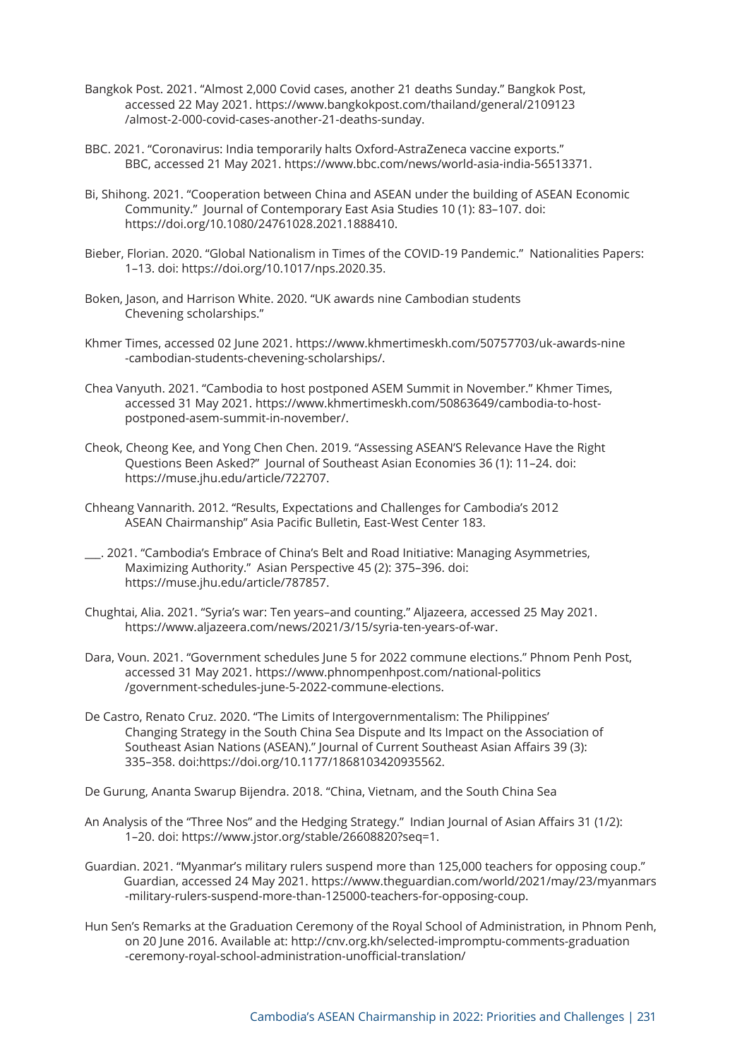Bangkok Post. 2021. "Almost 2,000 Covid cases, another 21 deaths Sunday." Bangkok Post, accessed 22 May 2021. https://www.bangkokpost.com/thailand/general/2109123/almost-2-000-covid-cases-another-21-deaths-sunday.

BBC. 2021. "Coronavirus: India temporarily halts Oxford-AstraZeneca vaccine exports." BBC, accessed 21 May 2021. https://www.bbc.com/news/world-asia-india-56513371.

Bi, Shihong. 2021. "Cooperation between China and ASEAN under the building of ASEAN Economic Community." Journal of Contemporary East Asia Studies 10 (1): 83–107. doi: https://doi.org/10.1080/24761028.2021.1888410.

Bieber, Florian. 2020. "Global Nationalism in Times of the COVID-19 Pandemic." Nationalities Papers: 1–13. doi: https://doi.org/10.1017/nps.2020.35.

Boken, Jason, and Harrison White. 2020. "UK awards nine Cambodian students Chevening scholarships."

Khmer Times, accessed 02 June 2021. https://www.khmertimeskh.com/50757703/uk-awards-nine-cambodian-students-chevening-scholarships/.

Chea Vanyuth. 2021. "Cambodia to host postponed ASEM Summit in November." Khmer Times, accessed 31 May 2021. https://www.khmertimeskh.com/50863649/cambodia-to-host-postponed-asem-summit-in-november/.

Cheok, Cheong Kee, and Yong Chen Chen. 2019. "Assessing ASEAN'S Relevance Have the Right Questions Been Asked?" Journal of Southeast Asian Economies 36 (1): 11–24. doi: https://muse.jhu.edu/article/722707.

Chheang Vannarith. 2012. "Results, Expectations and Challenges for Cambodia's 2012 ASEAN Chairmanship" Asia Pacific Bulletin, East-West Center 183.

___. 2021. "Cambodia's Embrace of China's Belt and Road Initiative: Managing Asymmetries, Maximizing Authority." Asian Perspective 45 (2): 375–396. doi: https://muse.jhu.edu/article/787857.

Chughtai, Alia. 2021. "Syria's war: Ten years–and counting." Aljazeera, accessed 25 May 2021. https://www.aljazeera.com/news/2021/3/15/syria-ten-years-of-war.

Dara, Voun. 2021. "Government schedules June 5 for 2022 commune elections." Phnom Penh Post, accessed 31 May 2021. https://www.phnompenhpost.com/national-politics/government-schedules-june-5-2022-commune-elections.

De Castro, Renato Cruz. 2020. "The Limits of Intergovernmentalism: The Philippines' Changing Strategy in the South China Sea Dispute and Its Impact on the Association of Southeast Asian Nations (ASEAN)." Journal of Current Southeast Asian Affairs 39 (3): 335–358. doi:https://doi.org/10.1177/1868103420935562.

De Gurung, Ananta Swarup Bijendra. 2018. "China, Vietnam, and the South China Sea

An Analysis of the "Three Nos" and the Hedging Strategy." Indian Journal of Asian Affairs 31 (1/2): 1–20. doi: https://www.jstor.org/stable/26608820?seq=1.

Guardian. 2021. "Myanmar's military rulers suspend more than 125,000 teachers for opposing coup." Guardian, accessed 24 May 2021. https://www.theguardian.com/world/2021/may/23/myanmars-military-rulers-suspend-more-than-125000-teachers-for-opposing-coup.

Hun Sen's Remarks at the Graduation Ceremony of the Royal School of Administration, in Phnom Penh, on 20 June 2016. Available at: http://cnv.org.kh/selected-impromptu-comments-graduation-ceremony-royal-school-administration-unofficial-translation/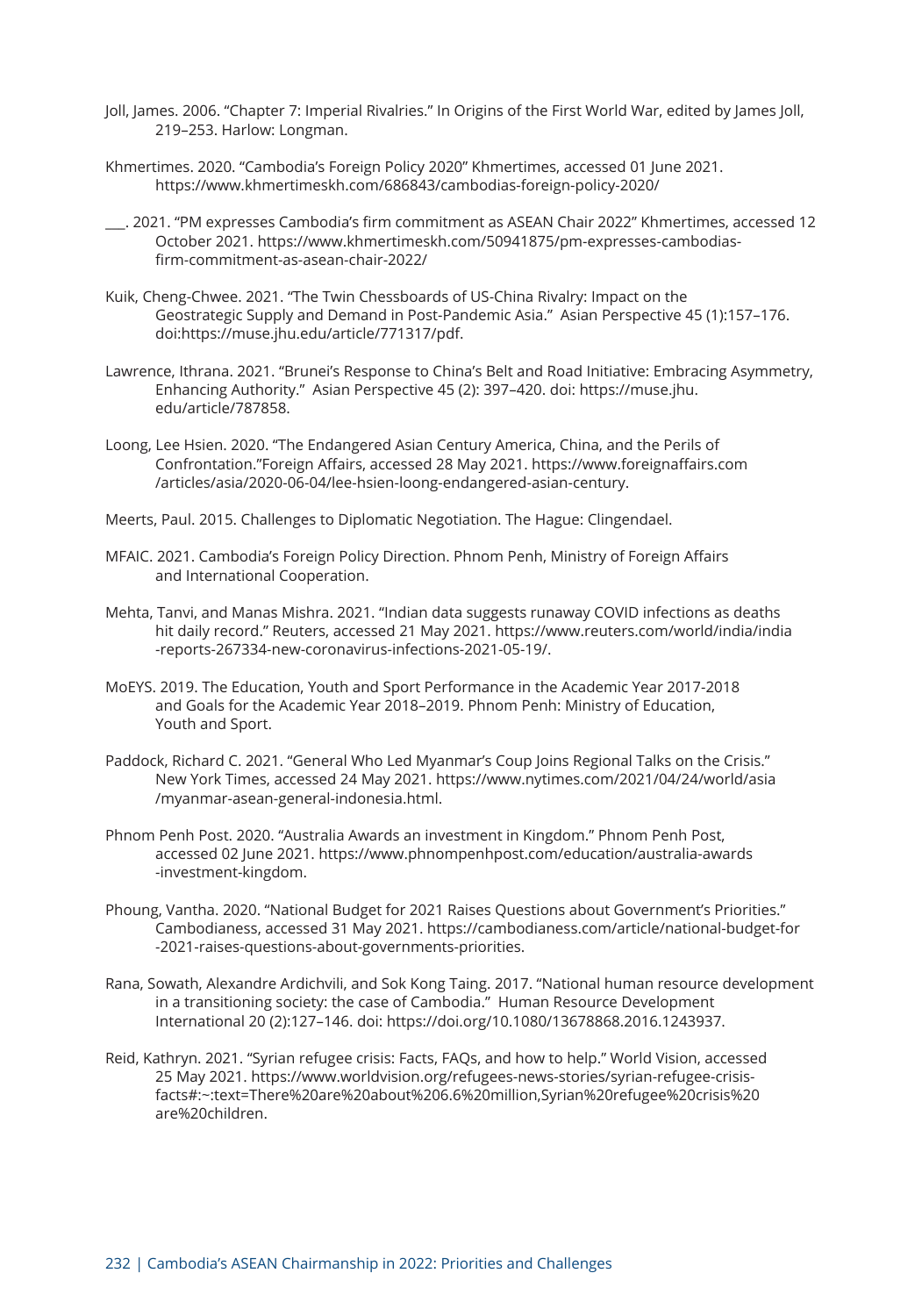Joll, James. 2006. "Chapter 7: Imperial Rivalries." In Origins of the First World War, edited by James Joll, 219–253. Harlow: Longman.

Khmertimes. 2020. "Cambodia's Foreign Policy 2020" Khmertimes, accessed 01 June 2021. https://www.khmertimeskh.com/686843/cambodias-foreign-policy-2020/

___. 2021. "PM expresses Cambodia's firm commitment as ASEAN Chair 2022" Khmertimes, accessed 12 October 2021. https://www.khmertimeskh.com/50941875/pm-expresses-cambodias-firm-commitment-as-asean-chair-2022/

Kuik, Cheng-Chwee. 2021. "The Twin Chessboards of US-China Rivalry: Impact on the Geostrategic Supply and Demand in Post-Pandemic Asia." Asian Perspective 45 (1):157–176. doi:https://muse.jhu.edu/article/771317/pdf.

Lawrence, Ithrana. 2021. "Brunei's Response to China's Belt and Road Initiative: Embracing Asymmetry, Enhancing Authority." Asian Perspective 45 (2): 397–420. doi: https://muse.jhu.edu/article/787858.

Loong, Lee Hsien. 2020. "The Endangered Asian Century America, China, and the Perils of Confrontation."Foreign Affairs, accessed 28 May 2021. https://www.foreignaffairs.com/articles/asia/2020-06-04/lee-hsien-loong-endangered-asian-century.

Meerts, Paul. 2015. Challenges to Diplomatic Negotiation. The Hague: Clingendael.

MFAIC. 2021. Cambodia's Foreign Policy Direction. Phnom Penh, Ministry of Foreign Affairs and International Cooperation.

Mehta, Tanvi, and Manas Mishra. 2021. "Indian data suggests runaway COVID infections as deaths hit daily record." Reuters, accessed 21 May 2021. https://www.reuters.com/world/india/india-reports-267334-new-coronavirus-infections-2021-05-19/.

MoEYS. 2019. The Education, Youth and Sport Performance in the Academic Year 2017-2018 and Goals for the Academic Year 2018–2019. Phnom Penh: Ministry of Education, Youth and Sport.

Paddock, Richard C. 2021. "General Who Led Myanmar's Coup Joins Regional Talks on the Crisis." New York Times, accessed 24 May 2021. https://www.nytimes.com/2021/04/24/world/asia/myanmar-asean-general-indonesia.html.

Phnom Penh Post. 2020. "Australia Awards an investment in Kingdom." Phnom Penh Post, accessed 02 June 2021. https://www.phnompenhpost.com/education/australia-awards-investment-kingdom.

Phoung, Vantha. 2020. "National Budget for 2021 Raises Questions about Government's Priorities." Cambodianess, accessed 31 May 2021. https://cambodianess.com/article/national-budget-for-2021-raises-questions-about-governments-priorities.

Rana, Sowath, Alexandre Ardichvili, and Sok Kong Taing. 2017. "National human resource development in a transitioning society: the case of Cambodia." Human Resource Development International 20 (2):127–146. doi: https://doi.org/10.1080/13678868.2016.1243937.

Reid, Kathryn. 2021. "Syrian refugee crisis: Facts, FAQs, and how to help." World Vision, accessed 25 May 2021. https://www.worldvision.org/refugees-news-stories/syrian-refugee-crisis-facts#:~:text=There%20are%20about%206.6%20million,Syrian%20refugee%20crisis%20are%20children.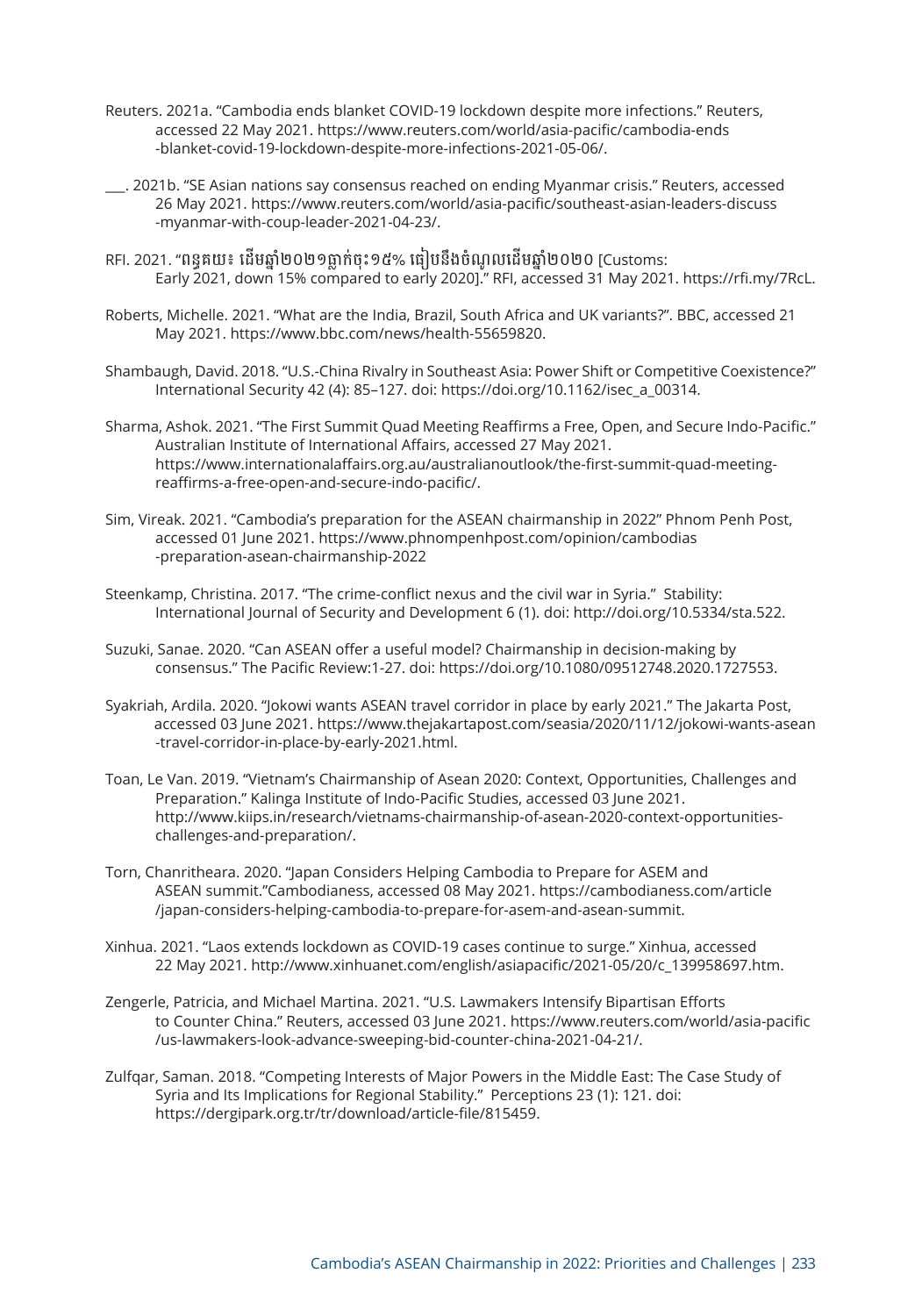Reuters. 2021a. "Cambodia ends blanket COVID-19 lockdown despite more infections." Reuters, accessed 22 May 2021. https://www.reuters.com/world/asia-pacific/cambodia-ends-blanket-covid-19-lockdown-despite-more-infections-2021-05-06/.

___. 2021b. "SE Asian nations say consensus reached on ending Myanmar crisis." Reuters, accessed 26 May 2021. https://www.reuters.com/world/asia-pacific/southeast-asian-leaders-discuss-myanmar-with-coup-leader-2021-04-23/.

RFI. 2021. "ពន្ធគយ៖ ដើមឆ្នាំ២០២១ធ្លាក់ចុះ១៥% ធៀបនឹងចំណូលដើមឆ្នាំ២០២០ [Customs: Early 2021, down 15% compared to early 2020]." RFI, accessed 31 May 2021. https://rfi.my/7RcL.

Roberts, Michelle. 2021. "What are the India, Brazil, South Africa and UK variants?". BBC, accessed 21 May 2021. https://www.bbc.com/news/health-55659820.

Shambaugh, David. 2018. "U.S.-China Rivalry in Southeast Asia: Power Shift or Competitive Coexistence?" International Security 42 (4): 85–127. doi: https://doi.org/10.1162/isec_a_00314.

Sharma, Ashok. 2021. "The First Summit Quad Meeting Reaffirms a Free, Open, and Secure Indo-Pacific." Australian Institute of International Affairs, accessed 27 May 2021. https://www.internationalaffairs.org.au/australianoutlook/the-first-summit-quad-meeting-reaffirms-a-free-open-and-secure-indo-pacific/.

Sim, Vireak. 2021. "Cambodia's preparation for the ASEAN chairmanship in 2022" Phnom Penh Post, accessed 01 June 2021. https://www.phnompenhpost.com/opinion/cambodias-preparation-asean-chairmanship-2022

Steenkamp, Christina. 2017. "The crime-conflict nexus and the civil war in Syria." Stability: International Journal of Security and Development 6 (1). doi: http://doi.org/10.5334/sta.522.

Suzuki, Sanae. 2020. "Can ASEAN offer a useful model? Chairmanship in decision-making by consensus." The Pacific Review:1-27. doi: https://doi.org/10.1080/09512748.2020.1727553.

Syakriah, Ardila. 2020. "Jokowi wants ASEAN travel corridor in place by early 2021." The Jakarta Post, accessed 03 June 2021. https://www.thejakartapost.com/seasia/2020/11/12/jokowi-wants-asean-travel-corridor-in-place-by-early-2021.html.

Toan, Le Van. 2019. "Vietnam's Chairmanship of Asean 2020: Context, Opportunities, Challenges and Preparation." Kalinga Institute of Indo-Pacific Studies, accessed 03 June 2021. http://www.kiips.in/research/vietnams-chairmanship-of-asean-2020-context-opportunities-challenges-and-preparation/.

Torn, Chanritheara. 2020. "Japan Considers Helping Cambodia to Prepare for ASEM and ASEAN summit."Cambodianess, accessed 08 May 2021. https://cambodianess.com/article/japan-considers-helping-cambodia-to-prepare-for-asem-and-asean-summit.

Xinhua. 2021. "Laos extends lockdown as COVID-19 cases continue to surge." Xinhua, accessed 22 May 2021. http://www.xinhuanet.com/english/asiapacific/2021-05/20/c_139958697.htm.

Zengerle, Patricia, and Michael Martina. 2021. "U.S. Lawmakers Intensify Bipartisan Efforts to Counter China." Reuters, accessed 03 June 2021. https://www.reuters.com/world/asia-pacific/us-lawmakers-look-advance-sweeping-bid-counter-china-2021-04-21/.

Zulfqar, Saman. 2018. "Competing Interests of Major Powers in the Middle East: The Case Study of Syria and Its Implications for Regional Stability." Perceptions 23 (1): 121. doi: https://dergipark.org.tr/tr/download/article-file/815459.